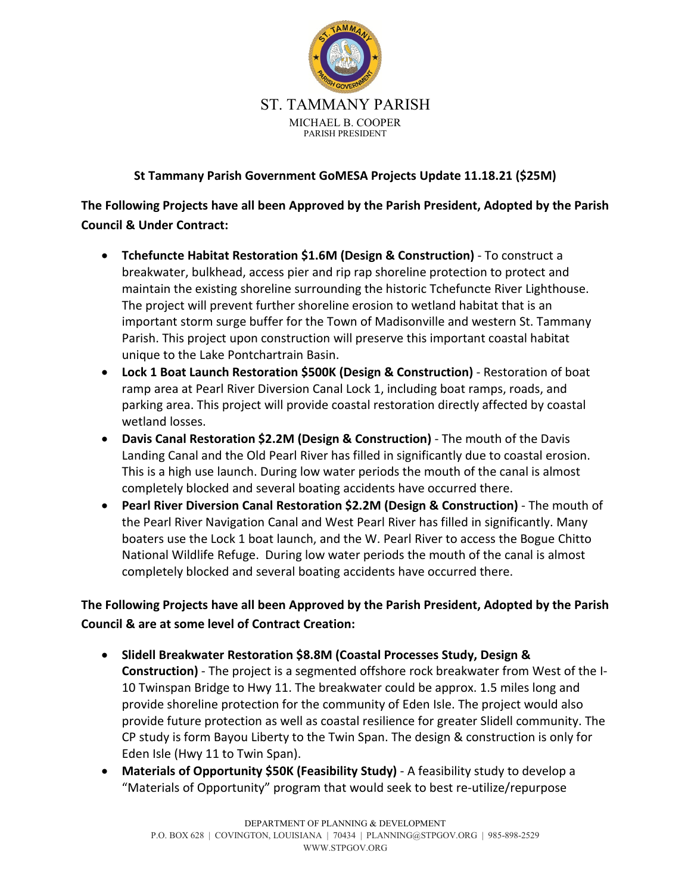ST. TAMMANY PARISH

MICHAEL B. COOPER
PARISH PRESIDENT

**St Tammany Parish Government GoMESA Projects Update 11.18.21 ($25M)**

**The Following Projects have all been Approved by the Parish President, Adopted by the Parish Council & Under Contract:**

- **Tchefuncte Habitat Restoration $1.6M (Design & Construction)** - To construct a breakwater, bulkhead, access pier and rip rap shoreline protection to protect and maintain the existing shoreline surrounding the historic Tchefuncte River Lighthouse. The project will prevent further shoreline erosion to wetland habitat that is an important storm surge buffer for the Town of Madisonville and western St. Tammany Parish. This project upon construction will preserve this important coastal habitat unique to the Lake Pontchartrain Basin.
- **Lock 1 Boat Launch Restoration $500K (Design & Construction)** - Restoration of boat ramp area at Pearl River Diversion Canal Lock 1, including boat ramps, roads, and parking area. This project will provide coastal restoration directly affected by coastal wetland losses.
- **Davis Canal Restoration $2.2M (Design & Construction)** - The mouth of the Davis Landing Canal and the Old Pearl River has filled in significantly due to coastal erosion. This is a high use launch. During low water periods the mouth of the canal is almost completely blocked and several boating accidents have occurred there.
- **Pearl River Diversion Canal Restoration $2.2M (Design & Construction)** - The mouth of the Pearl River Navigation Canal and West Pearl River has filled in significantly. Many boaters use the Lock 1 boat launch, and the W. Pearl River to access the Bogue Chitto National Wildlife Refuge. During low water periods the mouth of the canal is almost completely blocked and several boating accidents have occurred there.

**The Following Projects have all been Approved by the Parish President, Adopted by the Parish Council & are at some level of Contract Creation:**

- **Slidell Breakwater Restoration $8.8M (Coastal Processes Study, Design & Construction)** - The project is a segmented offshore rock breakwater from West of the I-10 Twinspan Bridge to Hwy 11. The breakwater could be approx. 1.5 miles long and provide shoreline protection for the community of Eden Isle. The project would also provide future protection as well as coastal resilience for greater Slidell community. The CP study is form Bayou Liberty to the Twin Span. The design & construction is only for Eden Isle (Hwy 11 to Twin Span).
- **Materials of Opportunity $50K (Feasibility Study)** - A feasibility study to develop a "Materials of Opportunity" program that would seek to best re-utilize/repurpose

DEPARTMENT OF PLANNING & DEVELOPMENT
P.O. BOX 628 | COVINGTON, LOUISIANA | 70434 | PLANNING@STPGOV.ORG | 985-898-2529
WWW.STPGOV.ORG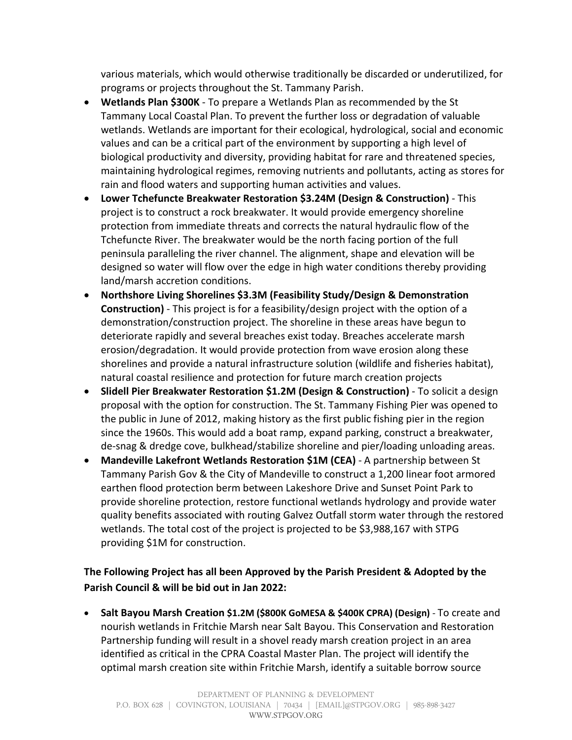various materials, which would otherwise traditionally be discarded or underutilized, for programs or projects throughout the St. Tammany Parish.

- **Wetlands Plan $300K** - To prepare a Wetlands Plan as recommended by the St Tammany Local Coastal Plan. To prevent the further loss or degradation of valuable wetlands. Wetlands are important for their ecological, hydrological, social and economic values and can be a critical part of the environment by supporting a high level of biological productivity and diversity, providing habitat for rare and threatened species, maintaining hydrological regimes, removing nutrients and pollutants, acting as stores for rain and flood waters and supporting human activities and values.
- **Lower Tchefuncte Breakwater Restoration $3.24M (Design & Construction)** - This project is to construct a rock breakwater. It would provide emergency shoreline protection from immediate threats and corrects the natural hydraulic flow of the Tchefuncte River. The breakwater would be the north facing portion of the full peninsula paralleling the river channel. The alignment, shape and elevation will be designed so water will flow over the edge in high water conditions thereby providing land/marsh accretion conditions.
- **Northshore Living Shorelines $3.3M (Feasibility Study/Design & Demonstration Construction)** - This project is for a feasibility/design project with the option of a demonstration/construction project. The shoreline in these areas have begun to deteriorate rapidly and several breaches exist today. Breaches accelerate marsh erosion/degradation. It would provide protection from wave erosion along these shorelines and provide a natural infrastructure solution (wildlife and fisheries habitat), natural coastal resilience and protection for future march creation projects
- **Slidell Pier Breakwater Restoration $1.2M (Design & Construction)** - To solicit a design proposal with the option for construction. The St. Tammany Fishing Pier was opened to the public in June of 2012, making history as the first public fishing pier in the region since the 1960s. This would add a boat ramp, expand parking, construct a breakwater, de-snag & dredge cove, bulkhead/stabilize shoreline and pier/loading unloading areas.
- **Mandeville Lakefront Wetlands Restoration $1M (CEA)** - A partnership between St Tammany Parish Gov & the City of Mandeville to construct a 1,200 linear foot armored earthen flood protection berm between Lakeshore Drive and Sunset Point Park to provide shoreline protection, restore functional wetlands hydrology and provide water quality benefits associated with routing Galvez Outfall storm water through the restored wetlands. The total cost of the project is projected to be $3,988,167 with STPG providing $1M for construction.

**The Following Project has all been Approved by the Parish President & Adopted by the Parish Council & will be bid out in Jan 2022:**

- **Salt Bayou Marsh Creation $1.2M ($800K GoMESA & $400K CPRA) (Design)** - To create and nourish wetlands in Fritchie Marsh near Salt Bayou. This Conservation and Restoration Partnership funding will result in a shovel ready marsh creation project in an area identified as critical in the CPRA Coastal Master Plan. The project will identify the optimal marsh creation site within Fritchie Marsh, identify a suitable borrow source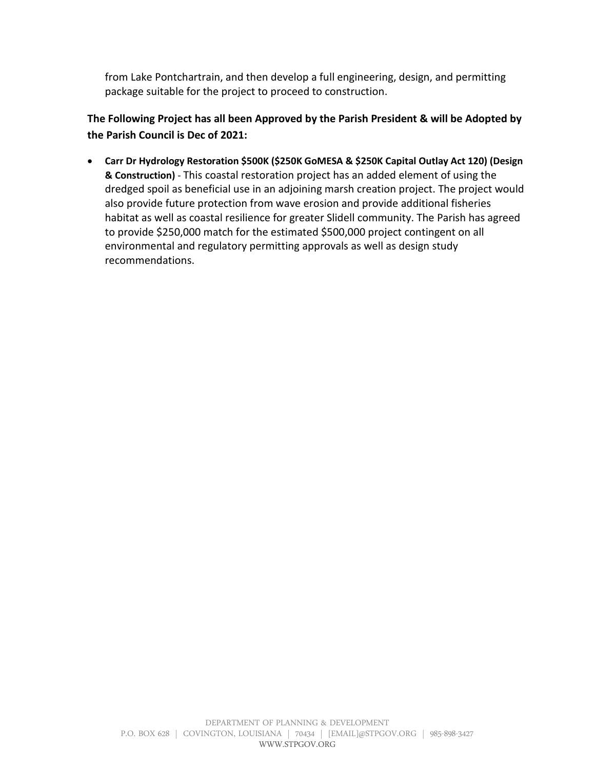from Lake Pontchartrain, and then develop a full engineering, design, and permitting package suitable for the project to proceed to construction.

**The Following Project has all been Approved by the Parish President & will be Adopted by the Parish Council is Dec of 2021:**

- **Carr Dr Hydrology Restoration $500K ($250K GoMESA & $250K Capital Outlay Act 120) (Design & Construction)** - This coastal restoration project has an added element of using the dredged spoil as beneficial use in an adjoining marsh creation project. The project would also provide future protection from wave erosion and provide additional fisheries habitat as well as coastal resilience for greater Slidell community. The Parish has agreed to provide $250,000 match for the estimated $500,000 project contingent on all environmental and regulatory permitting approvals as well as design study recommendations.